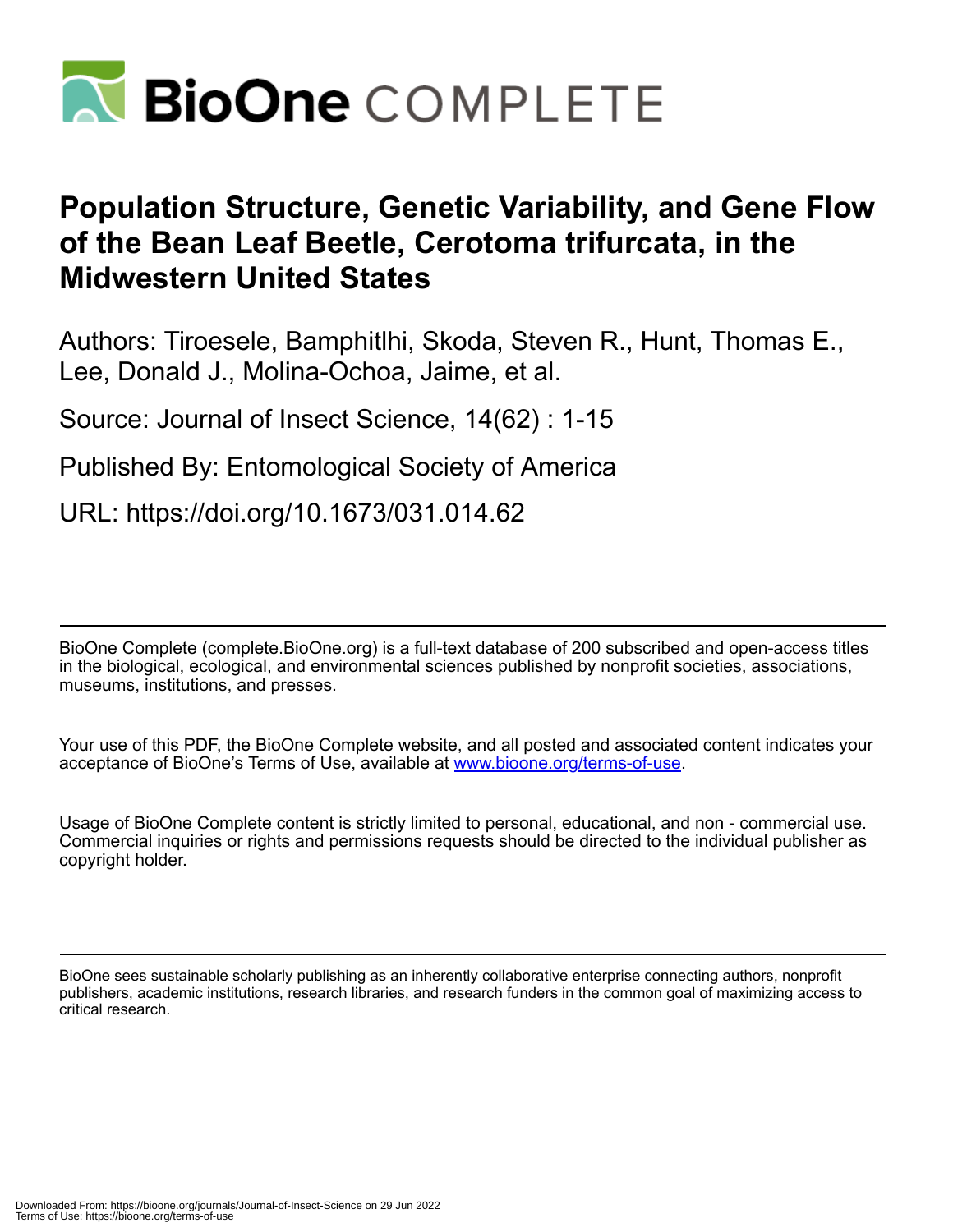# Population Structure, Genetic Variability, and Gene Flow of the Bean Leaf Beetle, Cerotoma trifurcata, in the Midwestern United States

Authors: Tiroesele, Bamphitlhi, Skoda, Steven R., Hunt, Thomas E., Lee, Donald J., Molina-Ochoa, Jaime, et al.

Source: Journal of Insect Science, 14(62) : 1-15

Published By: Entomological Society of America

URL: https://doi.org/10.1673/031.014.62

BioOne Complete (complete.BioOne.org) is a full-text database of 200 subscribed and open-access titles in the biological, ecological, and environmental sciences published by nonprofit societies, associations, museums, institutions, and presses.

Your use of this PDF, the BioOne Complete website, and all posted and associated content indicates your acceptance of BioOne's Terms of Use, available at www.bioone.org/terms-of-use.

Usage of BioOne Complete content is strictly limited to personal, educational, and non - commercial use. Commercial inquiries or rights and permissions requests should be directed to the individual publisher as copyright holder.

BioOne sees sustainable scholarly publishing as an inherently collaborative enterprise connecting authors, nonprofit publishers, academic institutions, research libraries, and research funders in the common goal of maximizing access to critical research.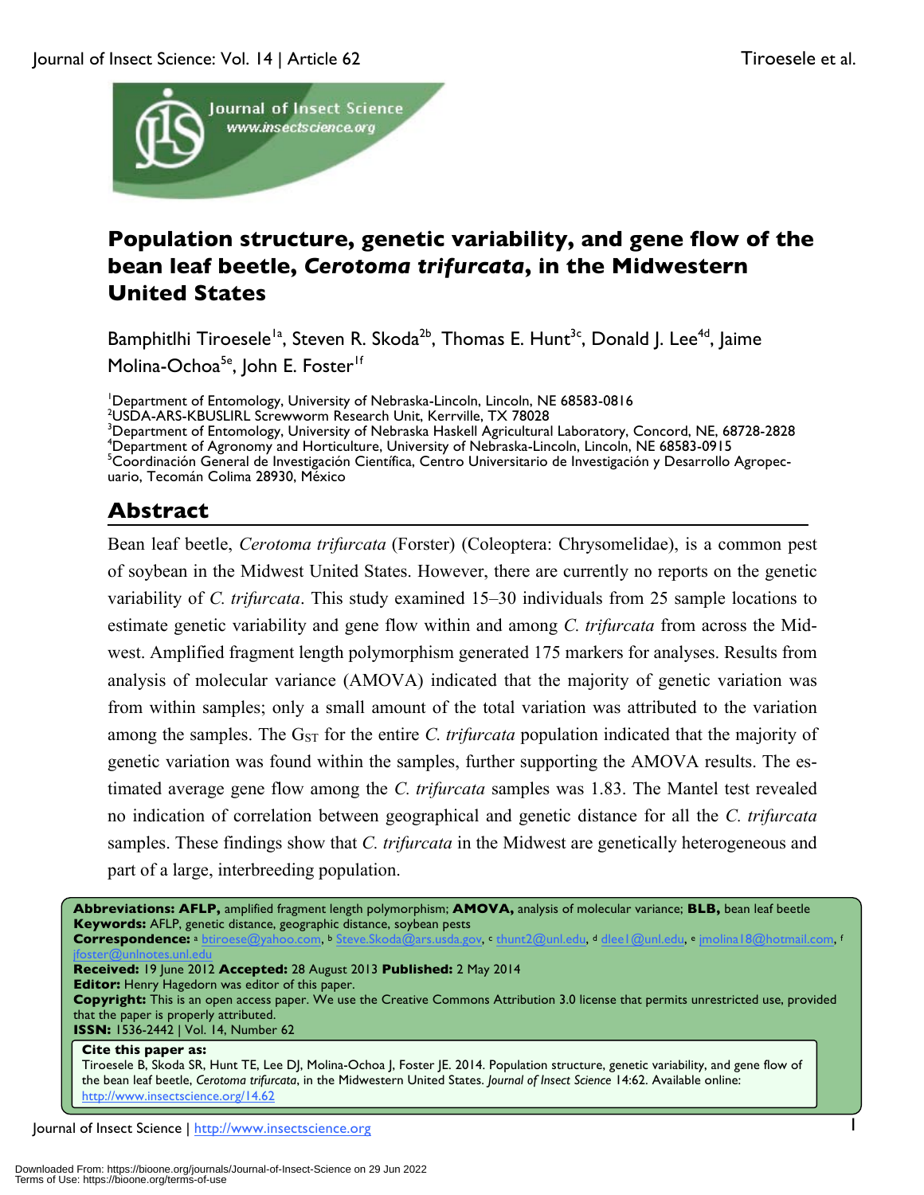# Population structure, genetic variability, and gene flow of the bean leaf beetle, *Cerotoma trifurcata*, in the Midwestern United States

Bamphitlhi Tiroesele[1a], Steven R. Skoda[2b], Thomas E. Hunt[3c], Donald J. Lee[4d], Jaime Molina-Ochoa[5e], John E. Foster[1f]

[1]Department of Entomology, University of Nebraska-Lincoln, Lincoln, NE 68583-0816
[2]USDA-ARS-KBUSLIRL Screwworm Research Unit, Kerrville, TX 78028
[3]Department of Entomology, University of Nebraska Haskell Agricultural Laboratory, Concord, NE, 68728-2828
[4]Department of Agronomy and Horticulture, University of Nebraska-Lincoln, Lincoln, NE 68583-0915
[5]Coordinación General de Investigación Científica, Centro Universitario de Investigación y Desarrollo Agropecuario, Tecomán Colima 28930, México

## Abstract

Bean leaf beetle, *Cerotoma trifurcata* (Forster) (Coleoptera: Chrysomelidae), is a common pest of soybean in the Midwest United States. However, there are currently no reports on the genetic variability of *C. trifurcata*. This study examined 15–30 individuals from 25 sample locations to estimate genetic variability and gene flow within and among *C. trifurcata* from across the Midwest. Amplified fragment length polymorphism generated 175 markers for analyses. Results from analysis of molecular variance (AMOVA) indicated that the majority of genetic variation was from within samples; only a small amount of the total variation was attributed to the variation among the samples. The $G_{ST}$ for the entire *C. trifurcata* population indicated that the majority of genetic variation was found within the samples, further supporting the AMOVA results. The estimated average gene flow among the *C. trifurcata* samples was 1.83. The Mantel test revealed no indication of correlation between geographical and genetic distance for all the *C. trifurcata* samples. These findings show that *C. trifurcata* in the Midwest are genetically heterogeneous and part of a large, interbreeding population.

**Abbreviations: AFLP,** amplified fragment length polymorphism; **AMOVA,** analysis of molecular variance; **BLB,** bean leaf beetle
**Keywords:** AFLP, genetic distance, geographic distance, soybean pests
**Correspondence:** [a] btiroese@yahoo.com, [b] Steve.Skoda@ars.usda.gov, [c] thunt2@unl.edu, [d] dlee1@unl.edu, [e] jmolina18@hotmail.com, [f] jfoster@unlnotes.unl.edu
**Received:** 19 June 2012 **Accepted:** 28 August 2013 **Published:** 2 May 2014
**Editor:** Henry Hagedorn was editor of this paper.
**Copyright:** This is an open access paper. We use the Creative Commons Attribution 3.0 license that permits unrestricted use, provided that the paper is properly attributed.
**ISSN:** 1536-2442 | Vol. 14, Number 62

**Cite this paper as:**
Tiroesele B, Skoda SR, Hunt TE, Lee DJ, Molina-Ochoa J, Foster JE. 2014. Population structure, genetic variability, and gene flow of the bean leaf beetle, *Cerotoma trifurcata*, in the Midwestern United States. *Journal of Insect Science* 14:62. Available online: http://www.insectscience.org/14.62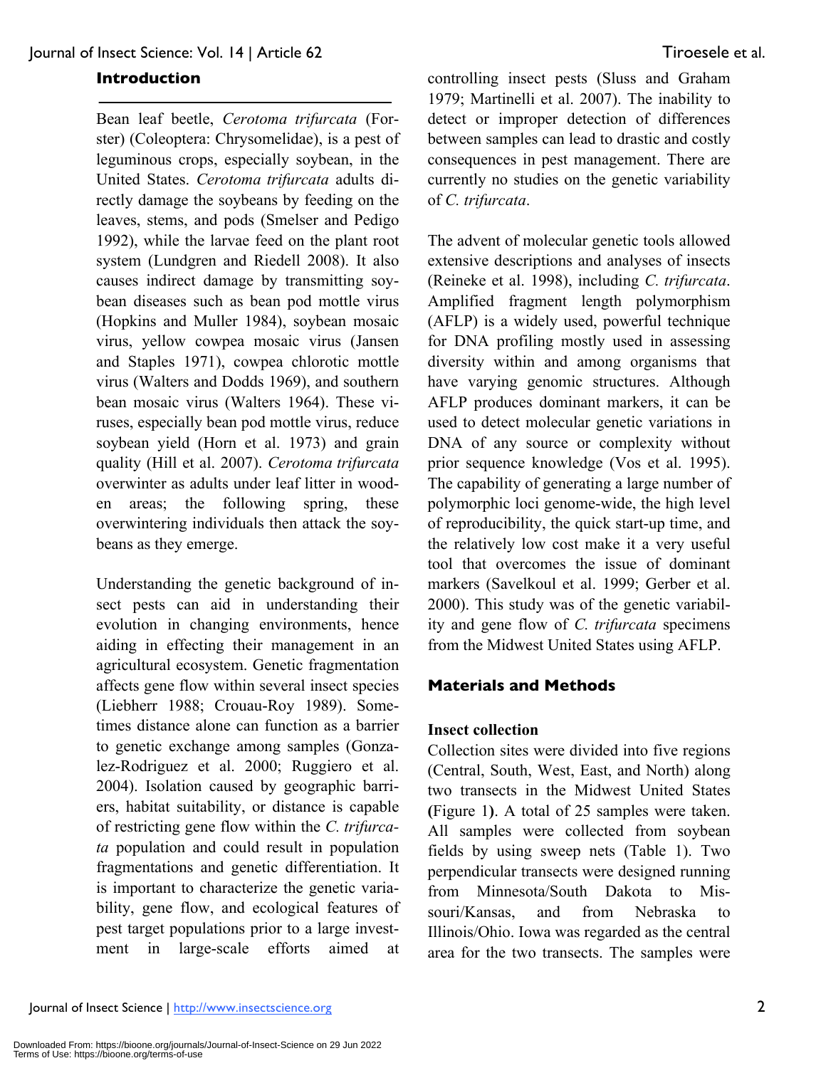## Introduction

Bean leaf beetle, *Cerotoma trifurcata* (Forster) (Coleoptera: Chrysomelidae), is a pest of leguminous crops, especially soybean, in the United States. *Cerotoma trifurcata* adults directly damage the soybeans by feeding on the leaves, stems, and pods (Smelser and Pedigo 1992), while the larvae feed on the plant root system (Lundgren and Riedell 2008). It also causes indirect damage by transmitting soybean diseases such as bean pod mottle virus (Hopkins and Muller 1984), soybean mosaic virus, yellow cowpea mosaic virus (Jansen and Staples 1971), cowpea chlorotic mottle virus (Walters and Dodds 1969), and southern bean mosaic virus (Walters 1964). These viruses, especially bean pod mottle virus, reduce soybean yield (Horn et al. 1973) and grain quality (Hill et al. 2007). *Cerotoma trifurcata* overwinter as adults under leaf litter in wooden areas; the following spring, these overwintering individuals then attack the soybeans as they emerge.

Understanding the genetic background of insect pests can aid in understanding their evolution in changing environments, hence aiding in effecting their management in an agricultural ecosystem. Genetic fragmentation affects gene flow within several insect species (Liebherr 1988; Crouau-Roy 1989). Sometimes distance alone can function as a barrier to genetic exchange among samples (Gonzalez-Rodriguez et al. 2000; Ruggiero et al. 2004). Isolation caused by geographic barriers, habitat suitability, or distance is capable of restricting gene flow within the *C. trifurcata* population and could result in population fragmentations and genetic differentiation. It is important to characterize the genetic variability, gene flow, and ecological features of pest target populations prior to a large investment in large-scale efforts aimed at controlling insect pests (Sluss and Graham 1979; Martinelli et al. 2007). The inability to detect or improper detection of differences between samples can lead to drastic and costly consequences in pest management. There are currently no studies on the genetic variability of *C. trifurcata*.

The advent of molecular genetic tools allowed extensive descriptions and analyses of insects (Reineke et al. 1998), including *C. trifurcata*. Amplified fragment length polymorphism (AFLP) is a widely used, powerful technique for DNA profiling mostly used in assessing diversity within and among organisms that have varying genomic structures. Although AFLP produces dominant markers, it can be used to detect molecular genetic variations in DNA of any source or complexity without prior sequence knowledge (Vos et al. 1995). The capability of generating a large number of polymorphic loci genome-wide, the high level of reproducibility, the quick start-up time, and the relatively low cost make it a very useful tool that overcomes the issue of dominant markers (Savelkoul et al. 1999; Gerber et al. 2000). This study was of the genetic variability and gene flow of *C. trifurcata* specimens from the Midwest United States using AFLP.

## Materials and Methods

### Insect collection

Collection sites were divided into five regions (Central, South, West, East, and North) along two transects in the Midwest United States (Figure 1). A total of 25 samples were taken. All samples were collected from soybean fields by using sweep nets (Table 1). Two perpendicular transects were designed running from Minnesota/South Dakota to Missouri/Kansas, and from Nebraska to Illinois/Ohio. Iowa was regarded as the central area for the two transects. The samples were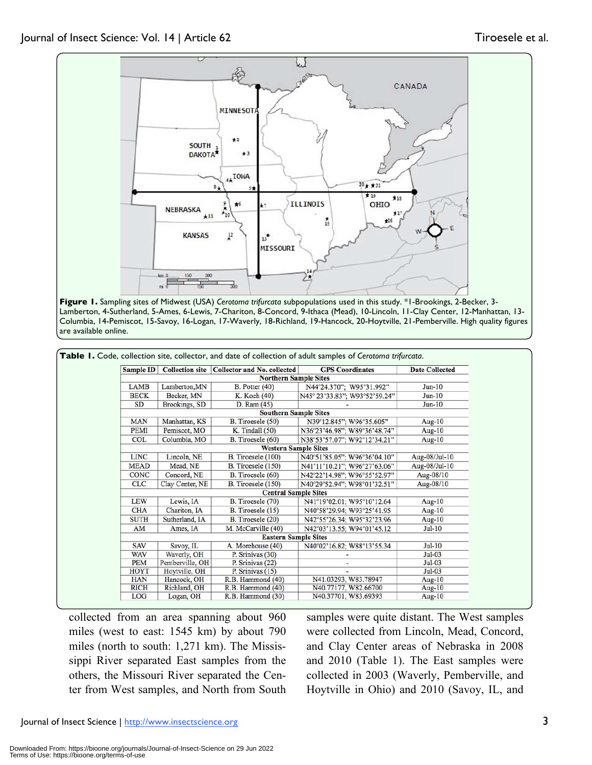**Figure 1.** Sampling sites of Midwest (USA) *Cerotoma trifurcata* subpopulations used in this study. *1-Brookings, 2-Becker, 3-Lamberton, 4-Sutherland, 5-Ames, 6-Lewis, 7-Chariton, 8-Concord, 9-Ithaca (Mead), 10-Lincoln, 11-Clay Center, 12-Manhattan, 13-Columbia, 14-Pemiscot, 15-Savoy, 16-Logan, 17-Waverly, 18-Richland, 19-Hancock, 20-Hoytville, 21-Pemberville. High quality figures are available online.

**Table 1.** Code, collection site, collector, and date of collection of adult samples of *Cerotoma trifurcata*.

| Sample ID | Collection site | Collector and No. collected | GPS Coordinates | Date Collected |
|---|---|---|---|---|
| **Northern Sample Sites** | | | | |
| LAMB | Lamberton,MN | B. Potter (40) | N44°24.370"; W95°31.992" | Jun-10 |
| BECK | Becker, MN | K. Koch (40) | N45° 23'33.83"; W93°52'59.24" | Jun-10 |
| SD | Brookings, SD | D. Ram (45) | - | Jun-10 |
| **Southern Sample Sites** | | | | |
| MAN | Manhattan, KS | B. Tiroesele (50) | N39°12.845"; W96°35.605" | Aug-10 |
| PEMI | Pemiscot, MO | K. Tindall (50) | N36°23'46.98"; W89°36'48.74" | Aug-10 |
| COL | Columbia, MO | B. Tiroesele (60) | N38°53'57.07"; W92°12'34.21" | Aug-10 |
| **Western Sample Sites** | | | | |
| LINC | Lincoln, NE | B. Tiroesele (100) | N40°51'85.05"; W96°36'04.10" | Aug-08/Jul-10 |
| MEAD | Mead, NE | B. Tiroesele (150) | N41°11'10.21"; W96°27'63.06" | Aug-08/Jul-10 |
| CONC | Concord, NE | B. Tiroesele (60) | N42°22'14.98"; W96°55'52.97" | Aug-08/10 |
| CLC | Clay Center, NE | B. Tiroesele (150) | N40°29'52.94"; W98°01'32.51" | Aug-08/10 |
| **Central Sample Sites** | | | | |
| LEW | Lewis, IA | B. Tiroesele (70) | N41°19'02.01; W95°10'12.64 | Aug-10 |
| CHA | Chariton, IA | B. Tiroesele (15) | N40°58'29.94; W93°25'41.95 | Aug-10 |
| SUTH | Sutherland, IA | B. Tiroesele (20) | N42°55'26.34; W95°32'23.96 | Aug-10 |
| AM | Ames, IA | M. McCarville (40) | N42°03'13.55; W94°01'45.12 | Jul-10 |
| **Eastern Sample Sites** | | | | |
| SAV | Savoy, IL | A. Morehouse (40) | N40°02'16.82; W88°13'55.34 | Jul-10 |
| WAV | Waverly, OH | P. Srinivas (30) | - | Jul-03 |
| PEM | Pemberville, OH | P. Srinivas (22) | - | Jul-03 |
| HOYT | Hoytville, OH | P. Srinivas (15) | - | Jul-03 |
| HAN | Hancock, OH | R.B. Hammond (40) | N41.03293, W83.78947 | Aug-10 |
| RICH | Richland, OH | R.B. Hammond (40) | N40.77177, W82.66700 | Aug-10 |
| LOG | Logan, OH | R.B. Hammond (30) | N40.37701, W83.69393 | Aug-10 |

collected from an area spanning about 960 miles (west to east: 1545 km) by about 790 miles (north to south: 1,271 km). The Mississippi River separated East samples from the others, the Missouri River separated the Center from West samples, and North from South samples were quite distant. The West samples were collected from Lincoln, Mead, Concord, and Clay Center areas of Nebraska in 2008 and 2010 (Table 1). The East samples were collected in 2003 (Waverly, Pemberville, and Hoytville in Ohio) and 2010 (Savoy, IL, and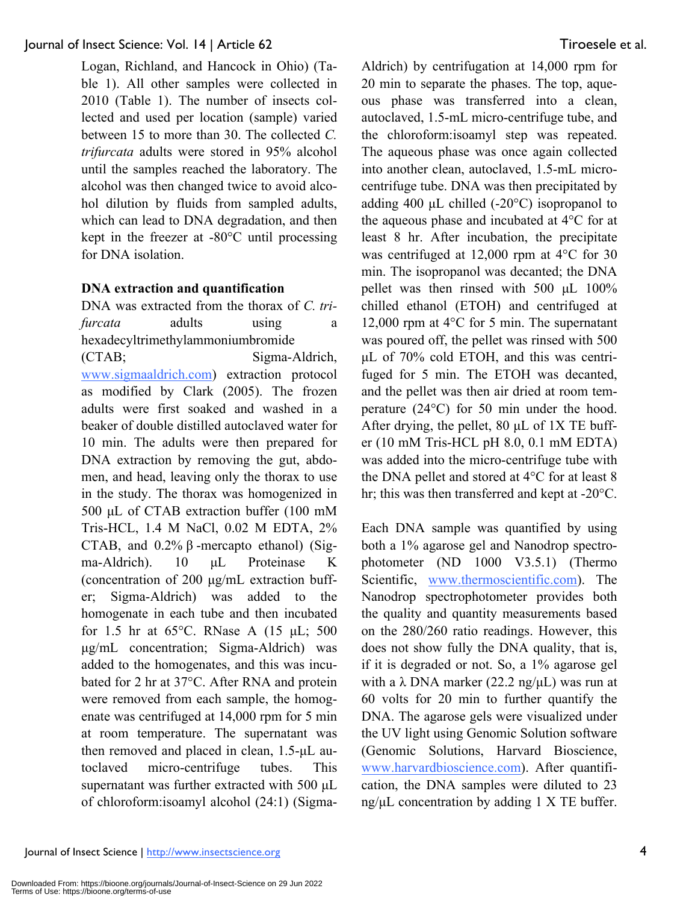Logan, Richland, and Hancock in Ohio) (Table 1). All other samples were collected in 2010 (Table 1). The number of insects collected and used per location (sample) varied between 15 to more than 30. The collected *C. trifurcata* adults were stored in 95% alcohol until the samples reached the laboratory. The alcohol was then changed twice to avoid alcohol dilution by fluids from sampled adults, which can lead to DNA degradation, and then kept in the freezer at -80°C until processing for DNA isolation.

**DNA extraction and quantification**

DNA was extracted from the thorax of *C. trifurcata* adults using a hexadecyltrimethylammoniumbromide (CTAB; Sigma-Aldrich, www.sigmaaldrich.com) extraction protocol as modified by Clark (2005). The frozen adults were first soaked and washed in a beaker of double distilled autoclaved water for 10 min. The adults were then prepared for DNA extraction by removing the gut, abdomen, and head, leaving only the thorax to use in the study. The thorax was homogenized in 500 µL of CTAB extraction buffer (100 mM Tris-HCL, 1.4 M NaCl, 0.02 M EDTA, 2% CTAB, and 0.2% β -mercapto ethanol) (Sigma-Aldrich). 10 µL Proteinase K (concentration of 200 µg/mL extraction buffer; Sigma-Aldrich) was added to the homogenate in each tube and then incubated for 1.5 hr at 65°C. RNase A (15 µL; 500 µg/mL concentration; Sigma-Aldrich) was added to the homogenates, and this was incubated for 2 hr at 37°C. After RNA and protein were removed from each sample, the homogenate was centrifuged at 14,000 rpm for 5 min at room temperature. The supernatant was then removed and placed in clean, 1.5-µL autoclaved micro-centrifuge tubes. This supernatant was further extracted with 500 µL of chloroform:isoamyl alcohol (24:1) (Sigma-Aldrich) by centrifugation at 14,000 rpm for 20 min to separate the phases. The top, aqueous phase was transferred into a clean, autoclaved, 1.5-mL micro-centrifuge tube, and the chloroform:isoamyl step was repeated. The aqueous phase was once again collected into another clean, autoclaved, 1.5-mL micro-centrifuge tube. DNA was then precipitated by adding 400 µL chilled (-20°C) isopropanol to the aqueous phase and incubated at 4°C for at least 8 hr. After incubation, the precipitate was centrifuged at 12,000 rpm at 4°C for 30 min. The isopropanol was decanted; the DNA pellet was then rinsed with 500 µL 100% chilled ethanol (ETOH) and centrifuged at 12,000 rpm at 4°C for 5 min. The supernatant was poured off, the pellet was rinsed with 500 µL of 70% cold ETOH, and this was centrifuged for 5 min. The ETOH was decanted, and the pellet was then air dried at room temperature (24°C) for 50 min under the hood. After drying, the pellet, 80 µL of 1X TE buffer (10 mM Tris-HCL pH 8.0, 0.1 mM EDTA) was added into the micro-centrifuge tube with the DNA pellet and stored at 4°C for at least 8 hr; this was then transferred and kept at -20°C.

Each DNA sample was quantified by using both a 1% agarose gel and Nanodrop spectrophotometer (ND 1000 V3.5.1) (Thermo Scientific, www.thermoscientific.com). The Nanodrop spectrophotometer provides both the quality and quantity measurements based on the 280/260 ratio readings. However, this does not show fully the DNA quality, that is, if it is degraded or not. So, a 1% agarose gel with a λ DNA marker (22.2 ng/µL) was run at 60 volts for 20 min to further quantify the DNA. The agarose gels were visualized under the UV light using Genomic Solution software (Genomic Solutions, Harvard Bioscience, www.harvardbioscience.com). After quantification, the DNA samples were diluted to 23 ng/µL concentration by adding 1 X TE buffer.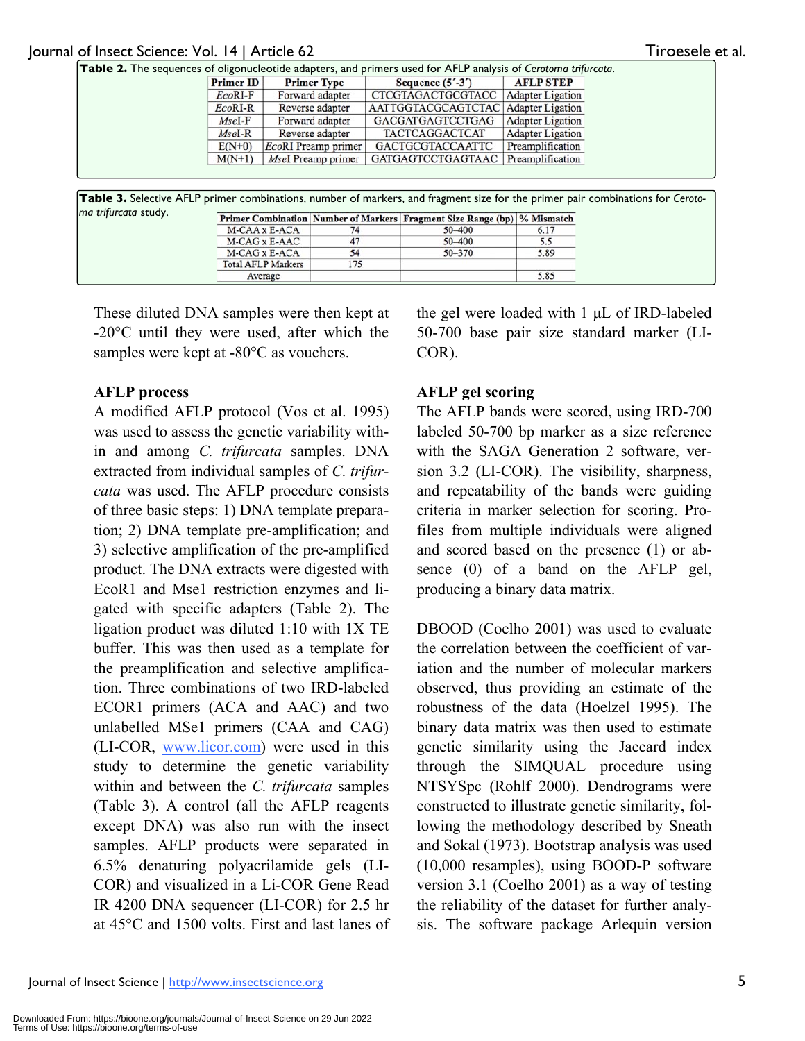**Table 2.** The sequences of oligonucleotide adapters, and primers used for AFLP analysis of *Cerotoma trifurcata*.

| Primer ID | Primer Type | Sequence (5′-3′) | AFLP STEP |
|---|---|---|---|
| *Eco*RI-F | Forward adapter | CTCGTAGACTGCGTACC | Adapter Ligation |
| *Eco*RI-R | Reverse adapter | AATTGGTACGCAGTCTAC | Adapter Ligation |
| *Mse*I-F | Forward adapter | GACGATGAGTCCTGAG | Adapter Ligation |
| *Mse*I-R | Reverse adapter | TACTCAGGACTCAT | Adapter Ligation |
| E(N+0) | *Eco*RI Preamp primer | GACTGCGTACCAATTC | Preamplification |
| M(N+1) | *Mse*I Preamp primer | GATGAGTCCTGAGTAAC | Preamplification |

**Table 3.** Selective AFLP primer combinations, number of markers, and fragment size for the primer pair combinations for *Cerotoma trifurcata* study.

| Primer Combination | Number of Markers | Fragment Size Range (bp) | % Mismatch |
|---|---|---|---|
| M-CAA x E-ACA | 74 | 50–400 | 6.17 |
| M-CAG x E-AAC | 47 | 50–400 | 5.5 |
| M-CAG x E-ACA | 54 | 50–370 | 5.89 |
| Total AFLP Markers | 175 | | |
| Average | | | 5.85 |

These diluted DNA samples were then kept at -20°C until they were used, after which the samples were kept at -80°C as vouchers.

### AFLP process

A modified AFLP protocol (Vos et al. 1995) was used to assess the genetic variability within and among *C. trifurcata* samples. DNA extracted from individual samples of *C. trifurcata* was used. The AFLP procedure consists of three basic steps: 1) DNA template preparation; 2) DNA template pre-amplification; and 3) selective amplification of the pre-amplified product. The DNA extracts were digested with EcoR1 and Mse1 restriction enzymes and ligated with specific adapters (Table 2). The ligation product was diluted 1:10 with 1X TE buffer. This was then used as a template for the preamplification and selective amplification. Three combinations of two IRD-labeled ECOR1 primers (ACA and AAC) and two unlabelled MSe1 primers (CAA and CAG) (LI-COR, www.licor.com) were used in this study to determine the genetic variability within and between the *C. trifurcata* samples (Table 3). A control (all the AFLP reagents except DNA) was also run with the insect samples. AFLP products were separated in 6.5% denaturing polyacrilamide gels (LI-COR) and visualized in a Li-COR Gene Read IR 4200 DNA sequencer (LI-COR) for 2.5 hr at 45°C and 1500 volts. First and last lanes of the gel were loaded with 1 μL of IRD-labeled 50-700 base pair size standard marker (LI-COR).

### AFLP gel scoring

The AFLP bands were scored, using IRD-700 labeled 50-700 bp marker as a size reference with the SAGA Generation 2 software, version 3.2 (LI-COR). The visibility, sharpness, and repeatability of the bands were guiding criteria in marker selection for scoring. Profiles from multiple individuals were aligned and scored based on the presence (1) or absence (0) of a band on the AFLP gel, producing a binary data matrix.

DBOOD (Coelho 2001) was used to evaluate the correlation between the coefficient of variation and the number of molecular markers observed, thus providing an estimate of the robustness of the data (Hoelzel 1995). The binary data matrix was then used to estimate genetic similarity using the Jaccard index through the SIMQUAL procedure using NTSYSpc (Rohlf 2000). Dendrograms were constructed to illustrate genetic similarity, following the methodology described by Sneath and Sokal (1973). Bootstrap analysis was used (10,000 resamples), using BOOD-P software version 3.1 (Coelho 2001) as a way of testing the reliability of the dataset for further analysis. The software package Arlequin version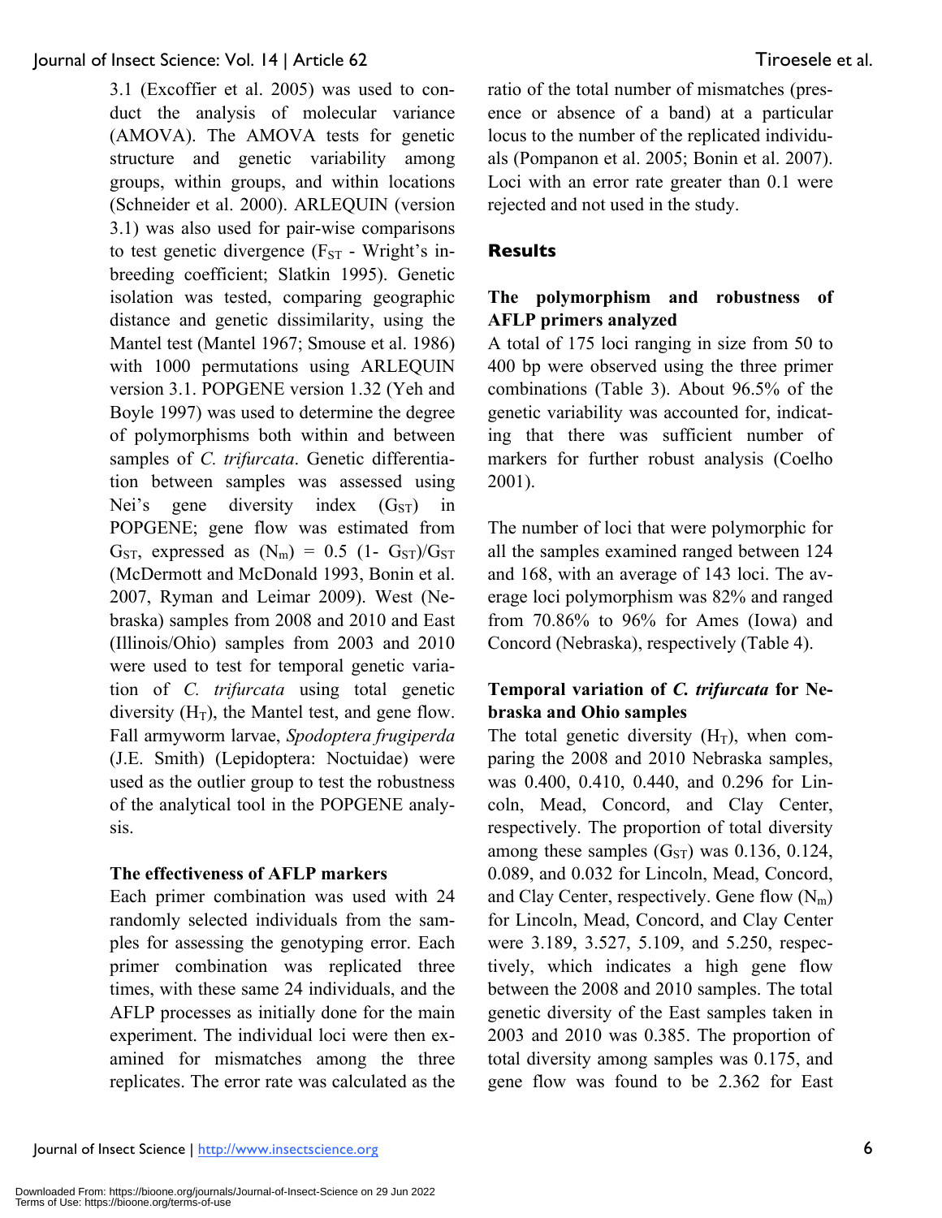3.1 (Excoffier et al. 2005) was used to conduct the analysis of molecular variance (AMOVA). The AMOVA tests for genetic structure and genetic variability among groups, within groups, and within locations (Schneider et al. 2000). ARLEQUIN (version 3.1) was also used for pair-wise comparisons to test genetic divergence ($F_{ST}$ - Wright's inbreeding coefficient; Slatkin 1995). Genetic isolation was tested, comparing geographic distance and genetic dissimilarity, using the Mantel test (Mantel 1967; Smouse et al. 1986) with 1000 permutations using ARLEQUIN version 3.1. POPGENE version 1.32 (Yeh and Boyle 1997) was used to determine the degree of polymorphisms both within and between samples of *C. trifurcata*. Genetic differentiation between samples was assessed using Nei's gene diversity index ($G_{ST}$) in POPGENE; gene flow was estimated from $G_{ST}$, expressed as ($N_m$) = 0.5 (1- $G_{ST}$)/$G_{ST}$ (McDermott and McDonald 1993, Bonin et al. 2007, Ryman and Leimar 2009). West (Nebraska) samples from 2008 and 2010 and East (Illinois/Ohio) samples from 2003 and 2010 were used to test for temporal genetic variation of *C. trifurcata* using total genetic diversity ($H_T$), the Mantel test, and gene flow. Fall armyworm larvae, *Spodoptera frugiperda* (J.E. Smith) (Lepidoptera: Noctuidae) were used as the outlier group to test the robustness of the analytical tool in the POPGENE analysis.

### The effectiveness of AFLP markers

Each primer combination was used with 24 randomly selected individuals from the samples for assessing the genotyping error. Each primer combination was replicated three times, with these same 24 individuals, and the AFLP processes as initially done for the main experiment. The individual loci were then examined for mismatches among the three replicates. The error rate was calculated as the ratio of the total number of mismatches (presence or absence of a band) at a particular locus to the number of the replicated individuals (Pompanon et al. 2005; Bonin et al. 2007). Loci with an error rate greater than 0.1 were rejected and not used in the study.

## Results

### The polymorphism and robustness of AFLP primers analyzed

A total of 175 loci ranging in size from 50 to 400 bp were observed using the three primer combinations (Table 3). About 96.5% of the genetic variability was accounted for, indicating that there was sufficient number of markers for further robust analysis (Coelho 2001).

The number of loci that were polymorphic for all the samples examined ranged between 124 and 168, with an average of 143 loci. The average loci polymorphism was 82% and ranged from 70.86% to 96% for Ames (Iowa) and Concord (Nebraska), respectively (Table 4).

### Temporal variation of *C. trifurcata* for Nebraska and Ohio samples

The total genetic diversity ($H_T$), when comparing the 2008 and 2010 Nebraska samples, was 0.400, 0.410, 0.440, and 0.296 for Lincoln, Mead, Concord, and Clay Center, respectively. The proportion of total diversity among these samples ($G_{ST}$) was 0.136, 0.124, 0.089, and 0.032 for Lincoln, Mead, Concord, and Clay Center, respectively. Gene flow ($N_m$) for Lincoln, Mead, Concord, and Clay Center were 3.189, 3.527, 5.109, and 5.250, respectively, which indicates a high gene flow between the 2008 and 2010 samples. The total genetic diversity of the East samples taken in 2003 and 2010 was 0.385. The proportion of total diversity among samples was 0.175, and gene flow was found to be 2.362 for East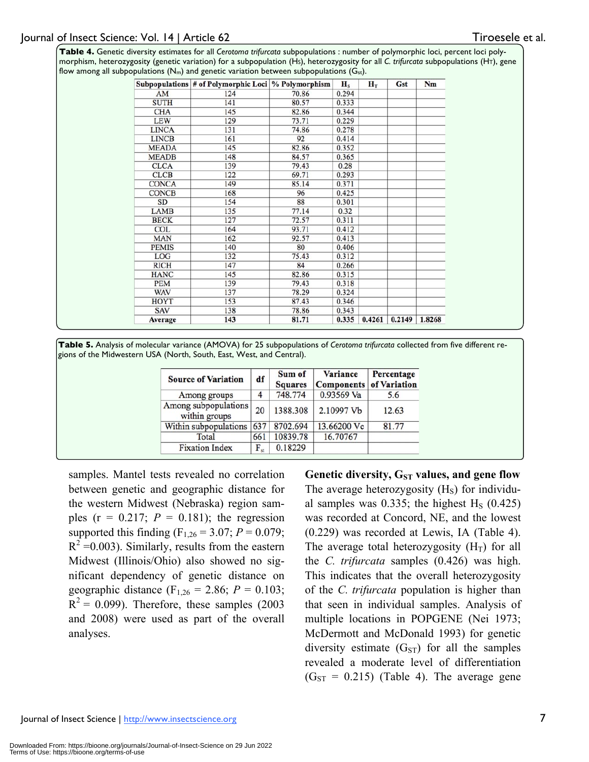**Table 4.** Genetic diversity estimates for all *Cerotoma trifurcata* subpopulations : number of polymorphic loci, percent loci polymorphism, heterozygosity (genetic variation) for a subpopulation ($H_S$), heterozygosity for all *C. trifurcata* subpopulations ($H_T$), gene flow among all subpopulations ($N_m$) and genetic variation between subpopulations ($G_{st}$).

| Subpopulations | # of Polymorphic Loci | % Polymorphism | $H_S$ | $H_T$ | Gst | Nm |
|---|---|---|---|---|---|---|
| AM | 124 | 70.86 | 0.294 | | | |
| SUTH | 141 | 80.57 | 0.333 | | | |
| CHA | 145 | 82.86 | 0.344 | | | |
| LEW | 129 | 73.71 | 0.229 | | | |
| LINCA | 131 | 74.86 | 0.278 | | | |
| LINCB | 161 | 92 | 0.414 | | | |
| MEADA | 145 | 82.86 | 0.352 | | | |
| MEADB | 148 | 84.57 | 0.365 | | | |
| CLCA | 139 | 79.43 | 0.28 | | | |
| CLCB | 122 | 69.71 | 0.293 | | | |
| CONCA | 149 | 85.14 | 0.371 | | | |
| CONCB | 168 | 96 | 0.425 | | | |
| SD | 154 | 88 | 0.301 | | | |
| LAMB | 135 | 77.14 | 0.32 | | | |
| BECK | 127 | 72.57 | 0.311 | | | |
| COL | 164 | 93.71 | 0.412 | | | |
| MAN | 162 | 92.57 | 0.413 | | | |
| PEMIS | 140 | 80 | 0.406 | | | |
| LOG | 132 | 75.43 | 0.312 | | | |
| RICH | 147 | 84 | 0.266 | | | |
| HANC | 145 | 82.86 | 0.315 | | | |
| PEM | 139 | 79.43 | 0.318 | | | |
| WAV | 137 | 78.29 | 0.324 | | | |
| HOYT | 153 | 87.43 | 0.346 | | | |
| SAV | 138 | 78.86 | 0.343 | | | |
| **Average** | **143** | **81.71** | **0.335** | **0.4261** | **0.2149** | **1.8268** |

**Table 5.** Analysis of molecular variance (AMOVA) for 25 subpopulations of *Cerotoma trifurcata* collected from five different regions of the Midwestern USA (North, South, East, West, and Central).

| Source of Variation | df | Sum of Squares | Variance Components | Percentage of Variation |
|---|---|---|---|---|
| Among groups | 4 | 748.774 | 0.93569 Va | 5.6 |
| Among subpopulations within groups | 20 | 1388.308 | 2.10997 Vb | 12.63 |
| Within subpopulations | 637 | 8702.694 | 13.66200 Vc | 81.77 |
| Total | 661 | 10839.78 | 16.70767 | |
| Fixation Index | $F_{st}$ | 0.18229 | | |

samples. Mantel tests revealed no correlation between genetic and geographic distance for the western Midwest (Nebraska) region samples ($r = 0.217$; $P = 0.181$); the regression supported this finding ($F_{1,26} = 3.07$; $P = 0.079$; $R^2 = 0.003$). Similarly, results from the eastern Midwest (Illinois/Ohio) also showed no significant dependency of genetic distance on geographic distance ($F_{1,26} = 2.86$; $P = 0.103$; $R^2 = 0.099$). Therefore, these samples (2003 and 2008) were used as part of the overall analyses.

**Genetic diversity, $G_{ST}$ values, and gene flow**

The average heterozygosity ($H_S$) for individual samples was 0.335; the highest $H_S$ (0.425) was recorded at Concord, NE, and the lowest (0.229) was recorded at Lewis, IA (Table 4). The average total heterozygosity ($H_T$) for all the *C. trifurcata* samples (0.426) was high. This indicates that the overall heterozygosity of the *C. trifurcata* population is higher than that seen in individual samples. Analysis of multiple locations in POPGENE (Nei 1973; McDermott and McDonald 1993) for genetic diversity estimate ($G_{ST}$) for all the samples revealed a moderate level of differentiation ($G_{ST} = 0.215$) (Table 4). The average gene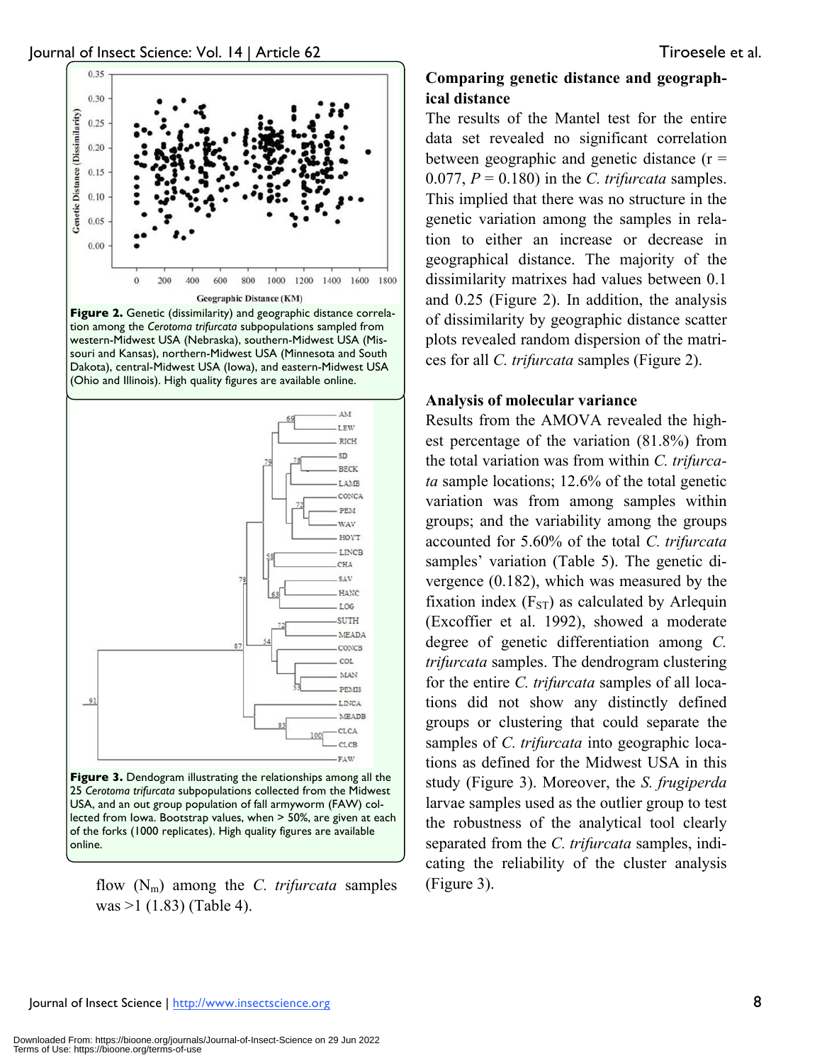Figure 2. Genetic (dissimilarity) and geographic distance correlation among the *Cerotoma trifurcata* subpopulations sampled from western-Midwest USA (Nebraska), southern-Midwest USA (Missouri and Kansas), northern-Midwest USA (Minnesota and South Dakota), central-Midwest USA (Iowa), and eastern-Midwest USA (Ohio and Illinois). High quality figures are available online.

Figure 3. Dendogram illustrating the relationships among all the 25 *Cerotoma trifurcata* subpopulations collected from the Midwest USA, and an out group population of fall armyworm (FAW) collected from Iowa. Bootstrap values, when > 50%, are given at each of the forks (1000 replicates). High quality figures are available online.

flow ($N_m$) among the *C. trifurcata* samples was >1 (1.83) (Table 4).

### Comparing genetic distance and geographical distance

The results of the Mantel test for the entire data set revealed no significant correlation between geographic and genetic distance ($r = 0.077$, $P = 0.180$) in the *C. trifurcata* samples. This implied that there was no structure in the genetic variation among the samples in relation to either an increase or decrease in geographical distance. The majority of the dissimilarity matrixes had values between 0.1 and 0.25 (Figure 2). In addition, the analysis of dissimilarity by geographic distance scatter plots revealed random dispersion of the matrices for all *C. trifurcata* samples (Figure 2).

### Analysis of molecular variance

Results from the AMOVA revealed the highest percentage of the variation (81.8%) from the total variation was from within *C. trifurcata* sample locations; 12.6% of the total genetic variation was from among samples within groups; and the variability among the groups accounted for 5.60% of the total *C. trifurcata* samples' variation (Table 5). The genetic divergence (0.182), which was measured by the fixation index ($F_{ST}$) as calculated by Arlequin (Excoffier et al. 1992), showed a moderate degree of genetic differentiation among *C. trifurcata* samples. The dendrogram clustering for the entire *C. trifurcata* samples of all locations did not show any distinctly defined groups or clustering that could separate the samples of *C. trifurcata* into geographic locations as defined for the Midwest USA in this study (Figure 3). Moreover, the *S. frugiperda* larvae samples used as the outlier group to test the robustness of the analytical tool clearly separated from the *C. trifurcata* samples, indicating the reliability of the cluster analysis (Figure 3).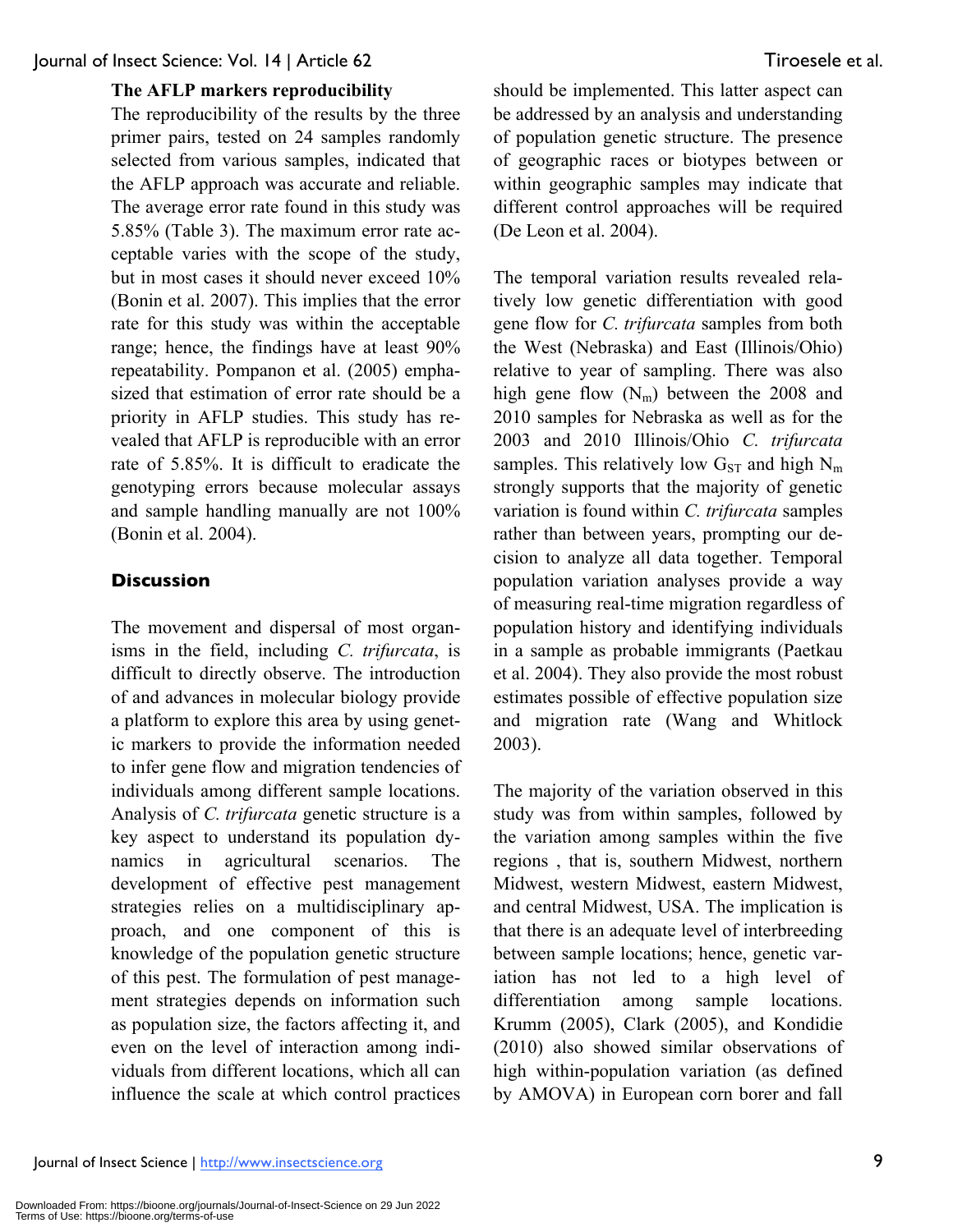### The AFLP markers reproducibility

The reproducibility of the results by the three primer pairs, tested on 24 samples randomly selected from various samples, indicated that the AFLP approach was accurate and reliable. The average error rate found in this study was 5.85% (Table 3). The maximum error rate acceptable varies with the scope of the study, but in most cases it should never exceed 10% (Bonin et al. 2007). This implies that the error rate for this study was within the acceptable range; hence, the findings have at least 90% repeatability. Pompanon et al. (2005) emphasized that estimation of error rate should be a priority in AFLP studies. This study has revealed that AFLP is reproducible with an error rate of 5.85%. It is difficult to eradicate the genotyping errors because molecular assays and sample handling manually are not 100% (Bonin et al. 2004).

## Discussion

The movement and dispersal of most organisms in the field, including *C. trifurcata*, is difficult to directly observe. The introduction of and advances in molecular biology provide a platform to explore this area by using genetic markers to provide the information needed to infer gene flow and migration tendencies of individuals among different sample locations. Analysis of *C. trifurcata* genetic structure is a key aspect to understand its population dynamics in agricultural scenarios. The development of effective pest management strategies relies on a multidisciplinary approach, and one component of this is knowledge of the population genetic structure of this pest. The formulation of pest management strategies depends on information such as population size, the factors affecting it, and even on the level of interaction among individuals from different locations, which all can influence the scale at which control practices should be implemented. This latter aspect can be addressed by an analysis and understanding of population genetic structure. The presence of geographic races or biotypes between or within geographic samples may indicate that different control approaches will be required (De Leon et al. 2004).

The temporal variation results revealed relatively low genetic differentiation with good gene flow for *C. trifurcata* samples from both the West (Nebraska) and East (Illinois/Ohio) relative to year of sampling. There was also high gene flow ($N_m$) between the 2008 and 2010 samples for Nebraska as well as for the 2003 and 2010 Illinois/Ohio *C. trifurcata* samples. This relatively low $G_{ST}$ and high $N_m$ strongly supports that the majority of genetic variation is found within *C. trifurcata* samples rather than between years, prompting our decision to analyze all data together. Temporal population variation analyses provide a way of measuring real-time migration regardless of population history and identifying individuals in a sample as probable immigrants (Paetkau et al. 2004). They also provide the most robust estimates possible of effective population size and migration rate (Wang and Whitlock 2003).

The majority of the variation observed in this study was from within samples, followed by the variation among samples within the five regions , that is, southern Midwest, northern Midwest, western Midwest, eastern Midwest, and central Midwest, USA. The implication is that there is an adequate level of interbreeding between sample locations; hence, genetic variation has not led to a high level of differentiation among sample locations. Krumm (2005), Clark (2005), and Kondidie (2010) also showed similar observations of high within-population variation (as defined by AMOVA) in European corn borer and fall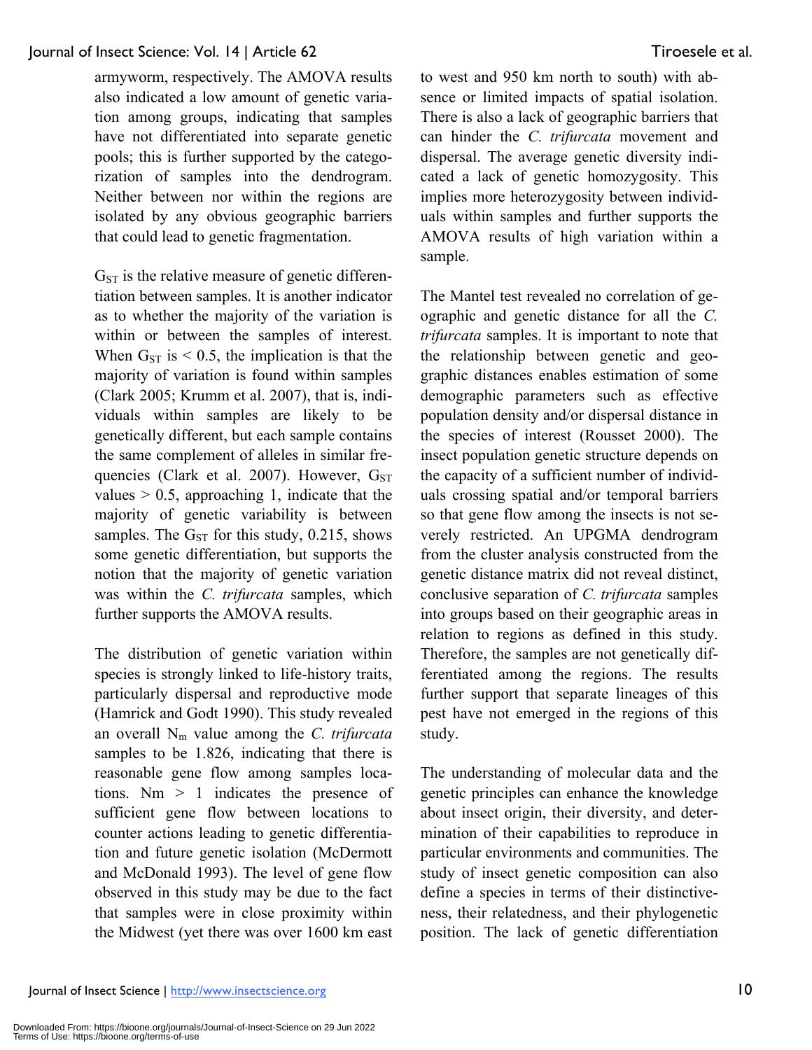armyworm, respectively. The AMOVA results also indicated a low amount of genetic variation among groups, indicating that samples have not differentiated into separate genetic pools; this is further supported by the categorization of samples into the dendrogram. Neither between nor within the regions are isolated by any obvious geographic barriers that could lead to genetic fragmentation.

$G_{ST}$ is the relative measure of genetic differentiation between samples. It is another indicator as to whether the majority of the variation is within or between the samples of interest. When $G_{ST}$ is $< 0.5$, the implication is that the majority of variation is found within samples (Clark 2005; Krumm et al. 2007), that is, individuals within samples are likely to be genetically different, but each sample contains the same complement of alleles in similar frequencies (Clark et al. 2007). However, $G_{ST}$ values $> 0.5$, approaching 1, indicate that the majority of genetic variability is between samples. The $G_{ST}$ for this study, 0.215, shows some genetic differentiation, but supports the notion that the majority of genetic variation was within the *C. trifurcata* samples, which further supports the AMOVA results.

The distribution of genetic variation within species is strongly linked to life-history traits, particularly dispersal and reproductive mode (Hamrick and Godt 1990). This study revealed an overall $N_m$ value among the *C. trifurcata* samples to be 1.826, indicating that there is reasonable gene flow among samples locations. $Nm > 1$ indicates the presence of sufficient gene flow between locations to counter actions leading to genetic differentiation and future genetic isolation (McDermott and McDonald 1993). The level of gene flow observed in this study may be due to the fact that samples were in close proximity within the Midwest (yet there was over 1600 km east to west and 950 km north to south) with absence or limited impacts of spatial isolation. There is also a lack of geographic barriers that can hinder the *C. trifurcata* movement and dispersal. The average genetic diversity indicated a lack of genetic homozygosity. This implies more heterozygosity between individuals within samples and further supports the AMOVA results of high variation within a sample.

The Mantel test revealed no correlation of geographic and genetic distance for all the *C. trifurcata* samples. It is important to note that the relationship between genetic and geographic distances enables estimation of some demographic parameters such as effective population density and/or dispersal distance in the species of interest (Rousset 2000). The insect population genetic structure depends on the capacity of a sufficient number of individuals crossing spatial and/or temporal barriers so that gene flow among the insects is not severely restricted. An UPGMA dendrogram from the cluster analysis constructed from the genetic distance matrix did not reveal distinct, conclusive separation of *C. trifurcata* samples into groups based on their geographic areas in relation to regions as defined in this study. Therefore, the samples are not genetically differentiated among the regions. The results further support that separate lineages of this pest have not emerged in the regions of this study.

The understanding of molecular data and the genetic principles can enhance the knowledge about insect origin, their diversity, and determination of their capabilities to reproduce in particular environments and communities. The study of insect genetic composition can also define a species in terms of their distinctiveness, their relatedness, and their phylogenetic position. The lack of genetic differentiation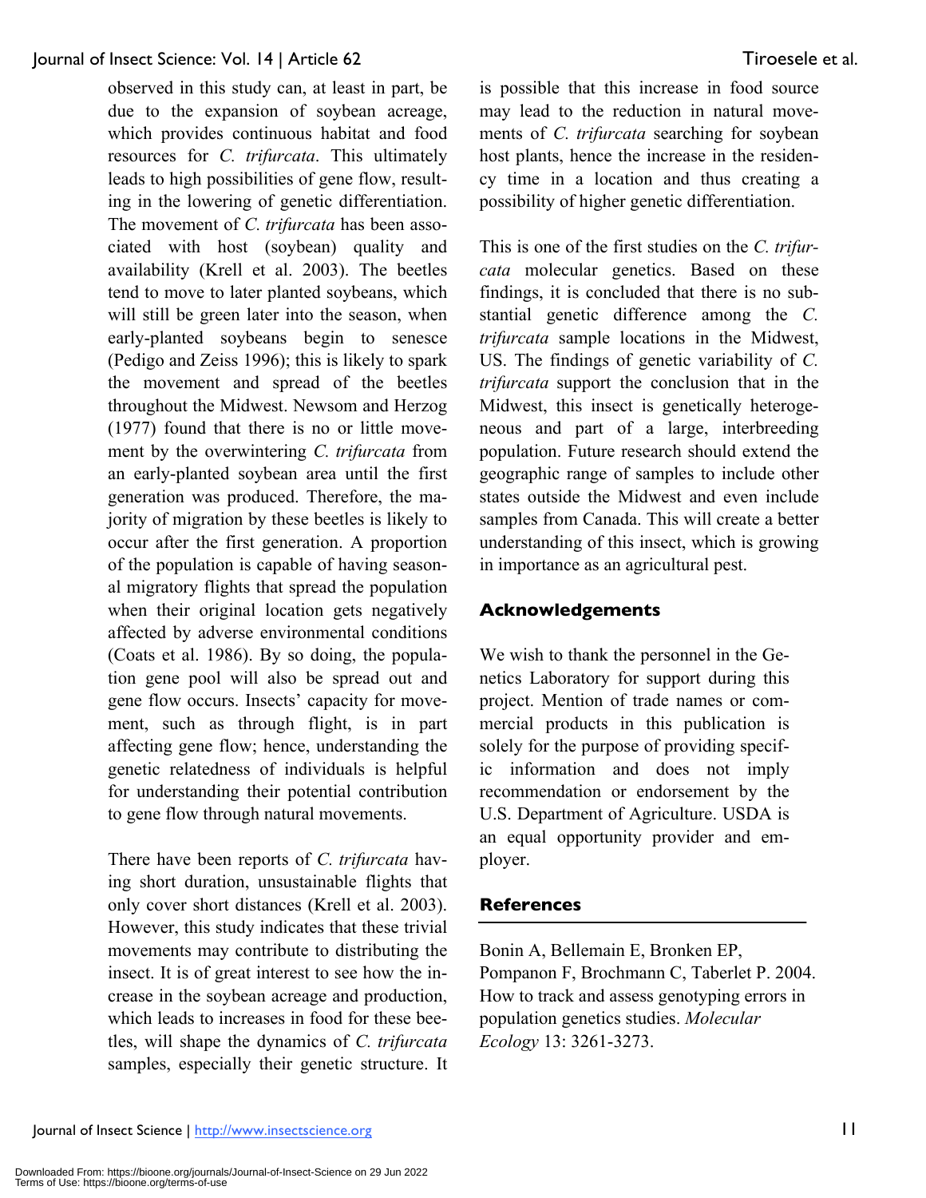observed in this study can, at least in part, be due to the expansion of soybean acreage, which provides continuous habitat and food resources for *C. trifurcata*. This ultimately leads to high possibilities of gene flow, resulting in the lowering of genetic differentiation. The movement of *C. trifurcata* has been associated with host (soybean) quality and availability (Krell et al. 2003). The beetles tend to move to later planted soybeans, which will still be green later into the season, when early-planted soybeans begin to senesce (Pedigo and Zeiss 1996); this is likely to spark the movement and spread of the beetles throughout the Midwest. Newsom and Herzog (1977) found that there is no or little movement by the overwintering *C. trifurcata* from an early-planted soybean area until the first generation was produced. Therefore, the majority of migration by these beetles is likely to occur after the first generation. A proportion of the population is capable of having seasonal migratory flights that spread the population when their original location gets negatively affected by adverse environmental conditions (Coats et al. 1986). By so doing, the population gene pool will also be spread out and gene flow occurs. Insects' capacity for movement, such as through flight, is in part affecting gene flow; hence, understanding the genetic relatedness of individuals is helpful for understanding their potential contribution to gene flow through natural movements.

There have been reports of *C. trifurcata* having short duration, unsustainable flights that only cover short distances (Krell et al. 2003). However, this study indicates that these trivial movements may contribute to distributing the insect. It is of great interest to see how the increase in the soybean acreage and production, which leads to increases in food for these beetles, will shape the dynamics of *C. trifurcata* samples, especially their genetic structure. It is possible that this increase in food source may lead to the reduction in natural movements of *C. trifurcata* searching for soybean host plants, hence the increase in the residency time in a location and thus creating a possibility of higher genetic differentiation.

This is one of the first studies on the *C. trifurcata* molecular genetics. Based on these findings, it is concluded that there is no substantial genetic difference among the *C. trifurcata* sample locations in the Midwest, US. The findings of genetic variability of *C. trifurcata* support the conclusion that in the Midwest, this insect is genetically heterogeneous and part of a large, interbreeding population. Future research should extend the geographic range of samples to include other states outside the Midwest and even include samples from Canada. This will create a better understanding of this insect, which is growing in importance as an agricultural pest.

## Acknowledgements

We wish to thank the personnel in the Genetics Laboratory for support during this project. Mention of trade names or commercial products in this publication is solely for the purpose of providing specific information and does not imply recommendation or endorsement by the U.S. Department of Agriculture. USDA is an equal opportunity provider and employer.

## References

Bonin A, Bellemain E, Bronken EP, Pompanon F, Brochmann C, Taberlet P. 2004. How to track and assess genotyping errors in population genetics studies. *Molecular Ecology* 13: 3261-3273.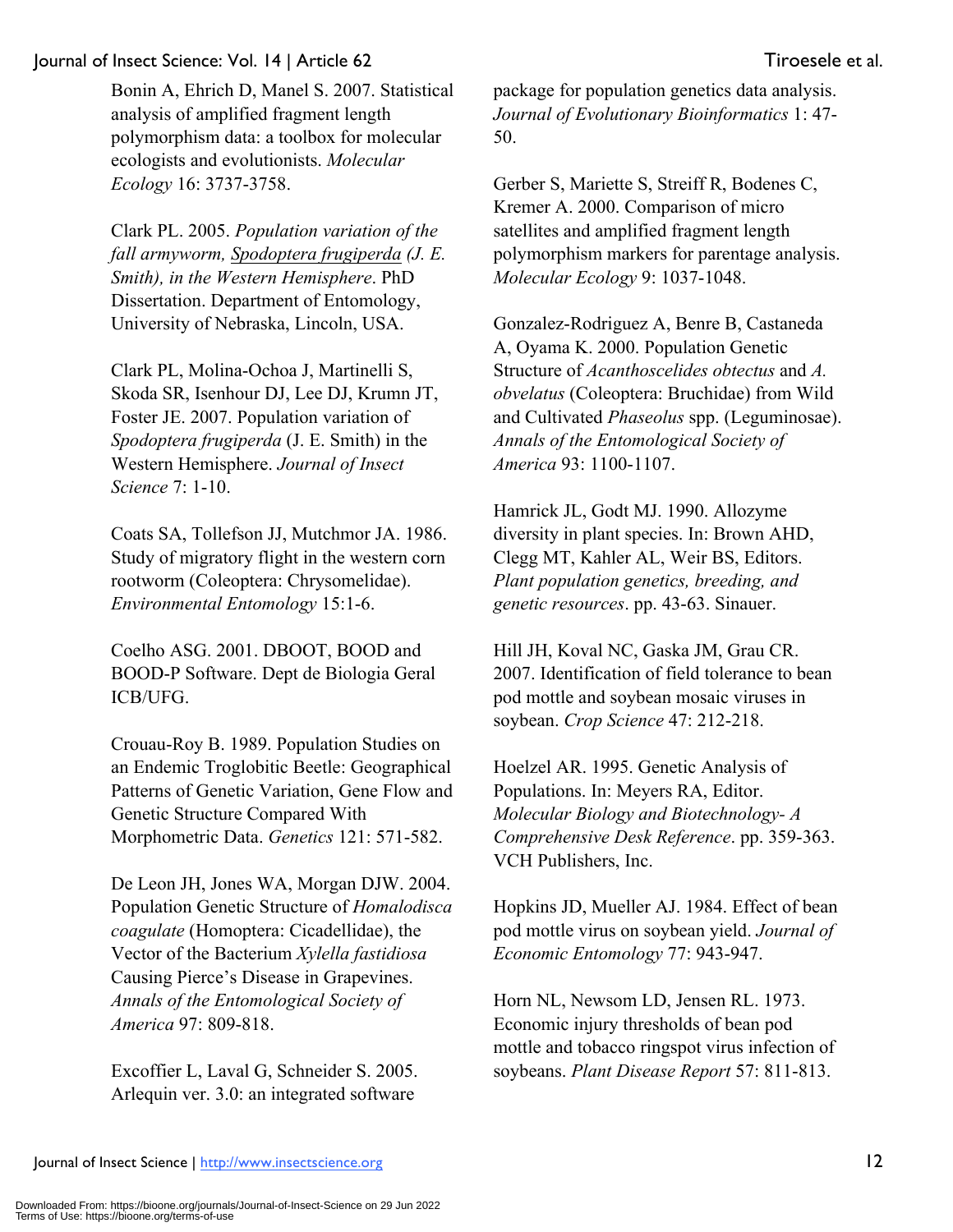Bonin A, Ehrich D, Manel S. 2007. Statistical analysis of amplified fragment length polymorphism data: a toolbox for molecular ecologists and evolutionists. *Molecular Ecology* 16: 3737-3758.

Clark PL. 2005. *Population variation of the fall armyworm, Spodoptera frugiperda (J. E. Smith), in the Western Hemisphere*. PhD Dissertation. Department of Entomology, University of Nebraska, Lincoln, USA.

Clark PL, Molina-Ochoa J, Martinelli S, Skoda SR, Isenhour DJ, Lee DJ, Krumn JT, Foster JE. 2007. Population variation of *Spodoptera frugiperda* (J. E. Smith) in the Western Hemisphere. *Journal of Insect Science* 7: 1-10.

Coats SA, Tollefson JJ, Mutchmor JA. 1986. Study of migratory flight in the western corn rootworm (Coleoptera: Chrysomelidae). *Environmental Entomology* 15:1-6.

Coelho ASG. 2001. DBOOT, BOOD and BOOD-P Software. Dept de Biologia Geral ICB/UFG.

Crouau-Roy B. 1989. Population Studies on an Endemic Troglobitic Beetle: Geographical Patterns of Genetic Variation, Gene Flow and Genetic Structure Compared With Morphometric Data. *Genetics* 121: 571-582.

De Leon JH, Jones WA, Morgan DJW. 2004. Population Genetic Structure of *Homalodisca coagulate* (Homoptera: Cicadellidae), the Vector of the Bacterium *Xylella fastidiosa* Causing Pierce's Disease in Grapevines. *Annals of the Entomological Society of America* 97: 809-818.

Excoffier L, Laval G, Schneider S. 2005. Arlequin ver. 3.0: an integrated software package for population genetics data analysis. *Journal of Evolutionary Bioinformatics* 1: 47-50.

Gerber S, Mariette S, Streiff R, Bodenes C, Kremer A. 2000. Comparison of micro satellites and amplified fragment length polymorphism markers for parentage analysis. *Molecular Ecology* 9: 1037-1048.

Gonzalez-Rodriguez A, Benre B, Castaneda A, Oyama K. 2000. Population Genetic Structure of *Acanthoscelides obtectus* and *A. obvelatus* (Coleoptera: Bruchidae) from Wild and Cultivated *Phaseolus* spp. (Leguminosae). *Annals of the Entomological Society of America* 93: 1100-1107.

Hamrick JL, Godt MJ. 1990. Allozyme diversity in plant species. In: Brown AHD, Clegg MT, Kahler AL, Weir BS, Editors. *Plant population genetics, breeding, and genetic resources*. pp. 43-63. Sinauer.

Hill JH, Koval NC, Gaska JM, Grau CR. 2007. Identification of field tolerance to bean pod mottle and soybean mosaic viruses in soybean. *Crop Science* 47: 212-218.

Hoelzel AR. 1995. Genetic Analysis of Populations. In: Meyers RA, Editor. *Molecular Biology and Biotechnology- A Comprehensive Desk Reference*. pp. 359-363. VCH Publishers, Inc.

Hopkins JD, Mueller AJ. 1984. Effect of bean pod mottle virus on soybean yield. *Journal of Economic Entomology* 77: 943-947.

Horn NL, Newsom LD, Jensen RL. 1973. Economic injury thresholds of bean pod mottle and tobacco ringspot virus infection of soybeans. *Plant Disease Report* 57: 811-813.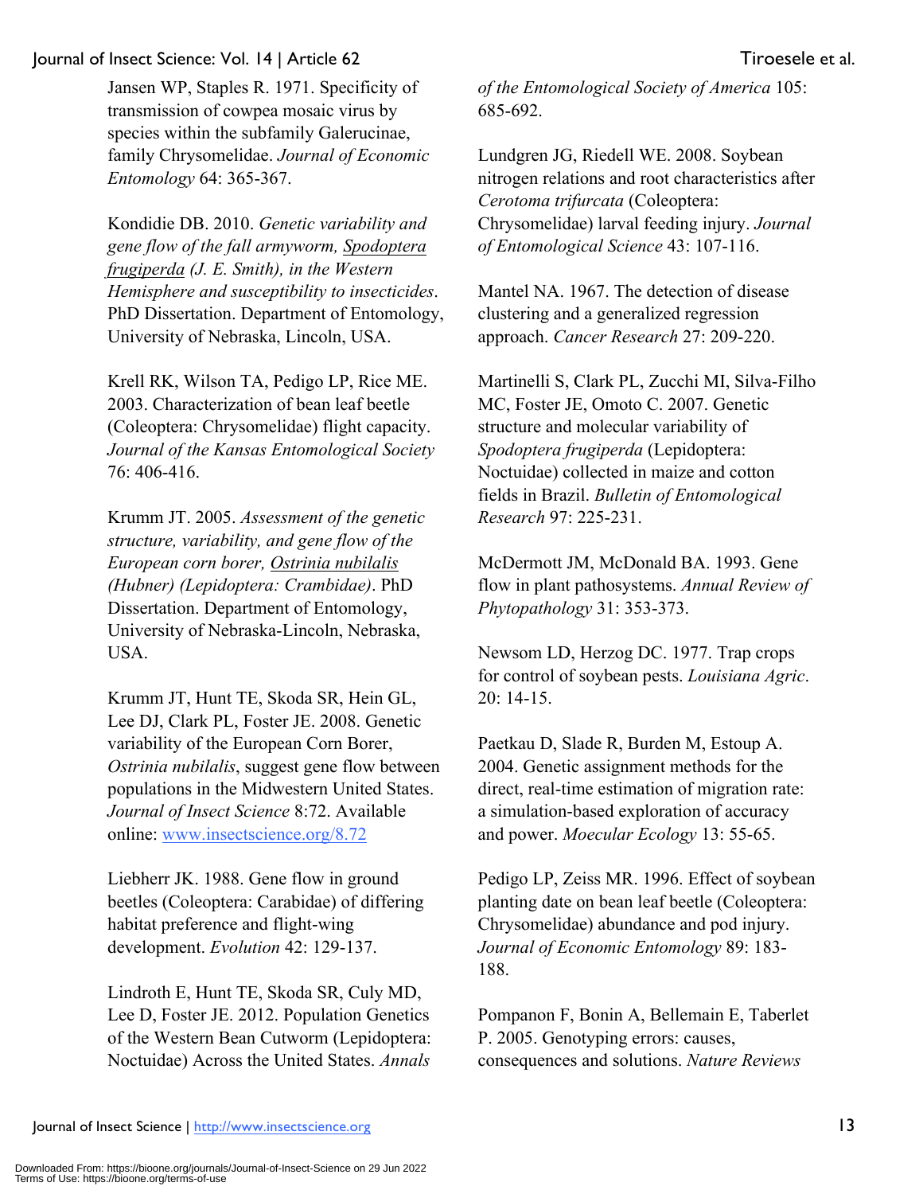Jansen WP, Staples R. 1971. Specificity of transmission of cowpea mosaic virus by species within the subfamily Galerucinae, family Chrysomelidae. *Journal of Economic Entomology* 64: 365-367.

Kondidie DB. 2010. *Genetic variability and gene flow of the fall armyworm, Spodoptera frugiperda (J. E. Smith), in the Western Hemisphere and susceptibility to insecticides*. PhD Dissertation. Department of Entomology, University of Nebraska, Lincoln, USA.

Krell RK, Wilson TA, Pedigo LP, Rice ME. 2003. Characterization of bean leaf beetle (Coleoptera: Chrysomelidae) flight capacity. *Journal of the Kansas Entomological Society* 76: 406-416.

Krumm JT. 2005. *Assessment of the genetic structure, variability, and gene flow of the European corn borer, Ostrinia nubilalis (Hubner) (Lepidoptera: Crambidae)*. PhD Dissertation. Department of Entomology, University of Nebraska-Lincoln, Nebraska, USA.

Krumm JT, Hunt TE, Skoda SR, Hein GL, Lee DJ, Clark PL, Foster JE. 2008. Genetic variability of the European Corn Borer, *Ostrinia nubilalis*, suggest gene flow between populations in the Midwestern United States. *Journal of Insect Science* 8:72. Available online: www.insectscience.org/8.72

Liebherr JK. 1988. Gene flow in ground beetles (Coleoptera: Carabidae) of differing habitat preference and flight-wing development. *Evolution* 42: 129-137.

Lindroth E, Hunt TE, Skoda SR, Culy MD, Lee D, Foster JE. 2012. Population Genetics of the Western Bean Cutworm (Lepidoptera: Noctuidae) Across the United States. *Annals of the Entomological Society of America* 105: 685-692.

Lundgren JG, Riedell WE. 2008. Soybean nitrogen relations and root characteristics after *Cerotoma trifurcata* (Coleoptera: Chrysomelidae) larval feeding injury. *Journal of Entomological Science* 43: 107-116.

Mantel NA. 1967. The detection of disease clustering and a generalized regression approach. *Cancer Research* 27: 209-220.

Martinelli S, Clark PL, Zucchi MI, Silva-Filho MC, Foster JE, Omoto C. 2007. Genetic structure and molecular variability of *Spodoptera frugiperda* (Lepidoptera: Noctuidae) collected in maize and cotton fields in Brazil. *Bulletin of Entomological Research* 97: 225-231.

McDermott JM, McDonald BA. 1993. Gene flow in plant pathosystems. *Annual Review of Phytopathology* 31: 353-373.

Newsom LD, Herzog DC. 1977. Trap crops for control of soybean pests. *Louisiana Agric*. 20: 14-15.

Paetkau D, Slade R, Burden M, Estoup A. 2004. Genetic assignment methods for the direct, real-time estimation of migration rate: a simulation-based exploration of accuracy and power. *Moecular Ecology* 13: 55-65.

Pedigo LP, Zeiss MR. 1996. Effect of soybean planting date on bean leaf beetle (Coleoptera: Chrysomelidae) abundance and pod injury. *Journal of Economic Entomology* 89: 183-188.

Pompanon F, Bonin A, Bellemain E, Taberlet P. 2005. Genotyping errors: causes, consequences and solutions. *Nature Reviews*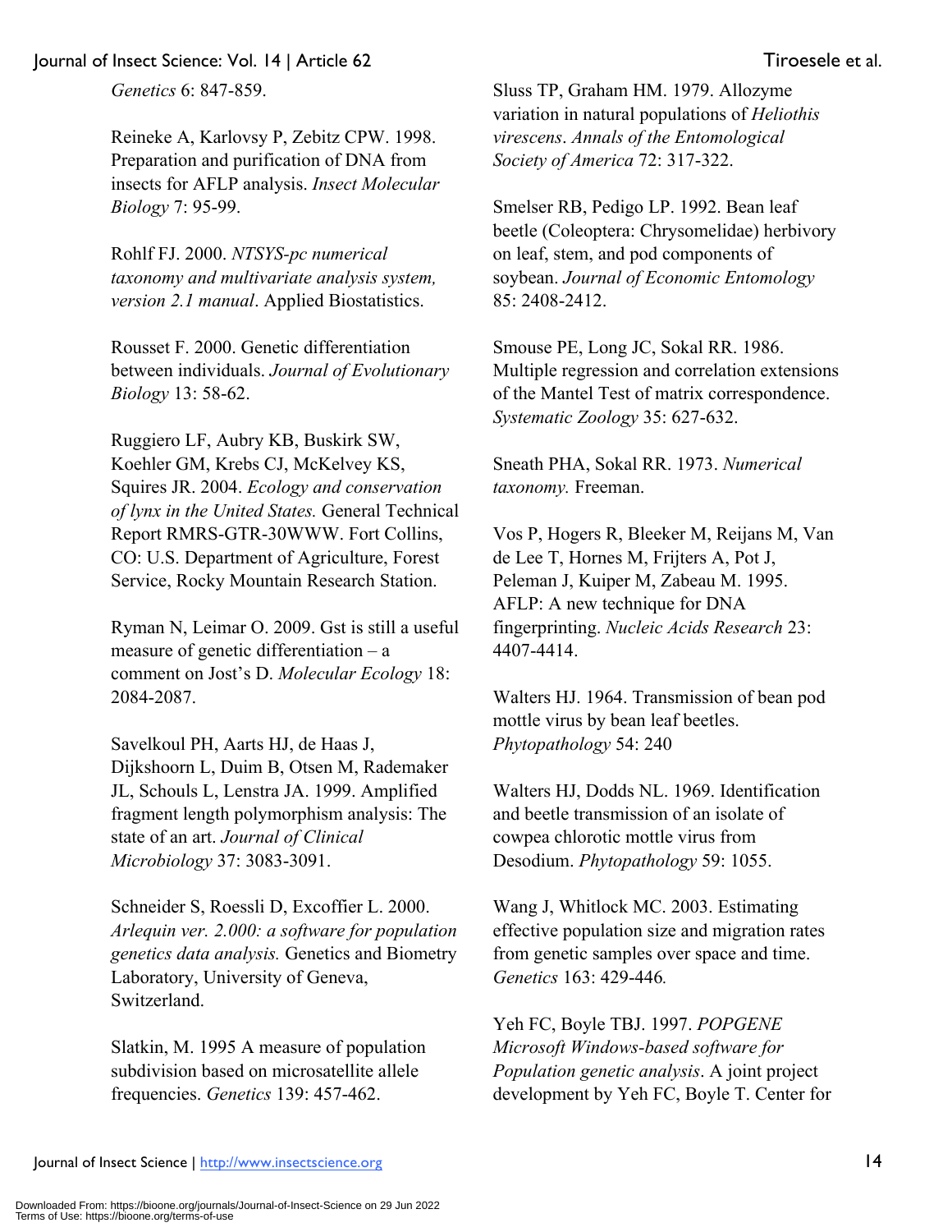*Genetics* 6: 847-859.

Reineke A, Karlovsy P, Zebitz CPW. 1998. Preparation and purification of DNA from insects for AFLP analysis. *Insect Molecular Biology* 7: 95-99.

Rohlf FJ. 2000. *NTSYS-pc numerical taxonomy and multivariate analysis system, version 2.1 manual*. Applied Biostatistics.

Rousset F. 2000. Genetic differentiation between individuals. *Journal of Evolutionary Biology* 13: 58-62.

Ruggiero LF, Aubry KB, Buskirk SW, Koehler GM, Krebs CJ, McKelvey KS, Squires JR. 2004. *Ecology and conservation of lynx in the United States.* General Technical Report RMRS-GTR-30WWW. Fort Collins, CO: U.S. Department of Agriculture, Forest Service, Rocky Mountain Research Station.

Ryman N, Leimar O. 2009. Gst is still a useful measure of genetic differentiation – a comment on Jost's D. *Molecular Ecology* 18: 2084-2087.

Savelkoul PH, Aarts HJ, de Haas J, Dijkshoorn L, Duim B, Otsen M, Rademaker JL, Schouls L, Lenstra JA. 1999. Amplified fragment length polymorphism analysis: The state of an art. *Journal of Clinical Microbiology* 37: 3083-3091.

Schneider S, Roessli D, Excoffier L. 2000. *Arlequin ver. 2.000: a software for population genetics data analysis.* Genetics and Biometry Laboratory, University of Geneva, Switzerland.

Slatkin, M. 1995 A measure of population subdivision based on microsatellite allele frequencies. *Genetics* 139: 457-462.

Sluss TP, Graham HM. 1979. Allozyme variation in natural populations of *Heliothis virescens*. *Annals of the Entomological Society of America* 72: 317-322.

Smelser RB, Pedigo LP. 1992. Bean leaf beetle (Coleoptera: Chrysomelidae) herbivory on leaf, stem, and pod components of soybean. *Journal of Economic Entomology* 85: 2408-2412.

Smouse PE, Long JC, Sokal RR. 1986. Multiple regression and correlation extensions of the Mantel Test of matrix correspondence. *Systematic Zoology* 35: 627-632.

Sneath PHA, Sokal RR. 1973. *Numerical taxonomy.* Freeman.

Vos P, Hogers R, Bleeker M, Reijans M, Van de Lee T, Hornes M, Frijters A, Pot J, Peleman J, Kuiper M, Zabeau M. 1995. AFLP: A new technique for DNA fingerprinting. *Nucleic Acids Research* 23: 4407-4414.

Walters HJ. 1964. Transmission of bean pod mottle virus by bean leaf beetles. *Phytopathology* 54: 240

Walters HJ, Dodds NL. 1969. Identification and beetle transmission of an isolate of cowpea chlorotic mottle virus from Desodium. *Phytopathology* 59: 1055.

Wang J, Whitlock MC. 2003. Estimating effective population size and migration rates from genetic samples over space and time. *Genetics* 163: 429-446*.*

Yeh FC, Boyle TBJ. 1997. *POPGENE Microsoft Windows-based software for Population genetic analysis*. A joint project development by Yeh FC, Boyle T. Center for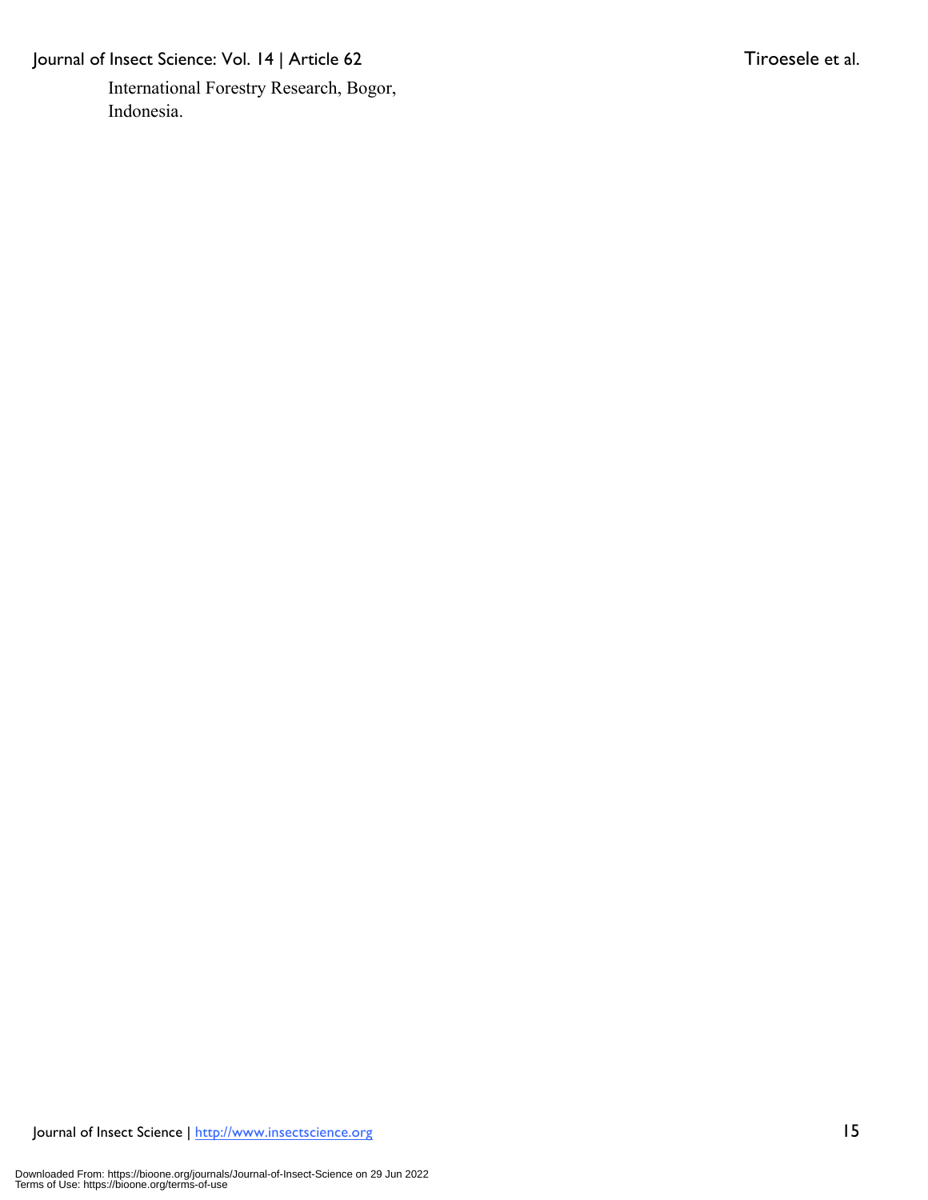International Forestry Research, Bogor, Indonesia.